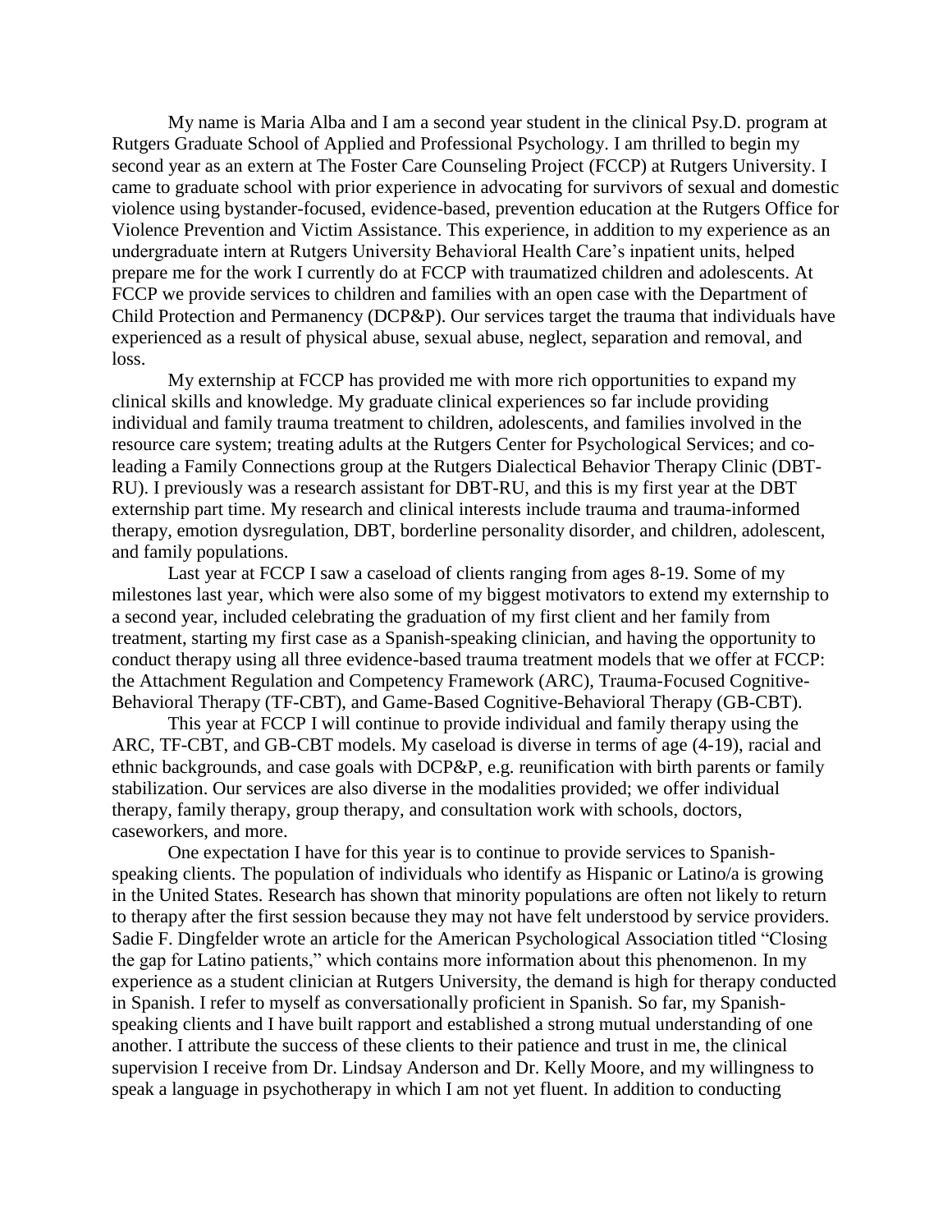My name is Maria Alba and I am a second year student in the clinical Psy.D. program at Rutgers Graduate School of Applied and Professional Psychology. I am thrilled to begin my second year as an extern at The Foster Care Counseling Project (FCCP) at Rutgers University. I came to graduate school with prior experience in advocating for survivors of sexual and domestic violence using bystander-focused, evidence-based, prevention education at the Rutgers Office for Violence Prevention and Victim Assistance. This experience, in addition to my experience as an undergraduate intern at Rutgers University Behavioral Health Care's inpatient units, helped prepare me for the work I currently do at FCCP with traumatized children and adolescents. At FCCP we provide services to children and families with an open case with the Department of Child Protection and Permanency (DCP&P). Our services target the trauma that individuals have experienced as a result of physical abuse, sexual abuse, neglect, separation and removal, and loss.

My externship at FCCP has provided me with more rich opportunities to expand my clinical skills and knowledge. My graduate clinical experiences so far include providing individual and family trauma treatment to children, adolescents, and families involved in the resource care system; treating adults at the Rutgers Center for Psychological Services; and co-leading a Family Connections group at the Rutgers Dialectical Behavior Therapy Clinic (DBT-RU). I previously was a research assistant for DBT-RU, and this is my first year at the DBT externship part time. My research and clinical interests include trauma and trauma-informed therapy, emotion dysregulation, DBT, borderline personality disorder, and children, adolescent, and family populations.

Last year at FCCP I saw a caseload of clients ranging from ages 8-19. Some of my milestones last year, which were also some of my biggest motivators to extend my externship to a second year, included celebrating the graduation of my first client and her family from treatment, starting my first case as a Spanish-speaking clinician, and having the opportunity to conduct therapy using all three evidence-based trauma treatment models that we offer at FCCP: the Attachment Regulation and Competency Framework (ARC), Trauma-Focused Cognitive-Behavioral Therapy (TF-CBT), and Game-Based Cognitive-Behavioral Therapy (GB-CBT).

This year at FCCP I will continue to provide individual and family therapy using the ARC, TF-CBT, and GB-CBT models. My caseload is diverse in terms of age (4-19), racial and ethnic backgrounds, and case goals with DCP&P, e.g. reunification with birth parents or family stabilization. Our services are also diverse in the modalities provided; we offer individual therapy, family therapy, group therapy, and consultation work with schools, doctors, caseworkers, and more.

One expectation I have for this year is to continue to provide services to Spanish-speaking clients. The population of individuals who identify as Hispanic or Latino/a is growing in the United States. Research has shown that minority populations are often not likely to return to therapy after the first session because they may not have felt understood by service providers. Sadie F. Dingfelder wrote an article for the American Psychological Association titled "Closing the gap for Latino patients," which contains more information about this phenomenon. In my experience as a student clinician at Rutgers University, the demand is high for therapy conducted in Spanish. I refer to myself as conversationally proficient in Spanish. So far, my Spanish-speaking clients and I have built rapport and established a strong mutual understanding of one another. I attribute the success of these clients to their patience and trust in me, the clinical supervision I receive from Dr. Lindsay Anderson and Dr. Kelly Moore, and my willingness to speak a language in psychotherapy in which I am not yet fluent. In addition to conducting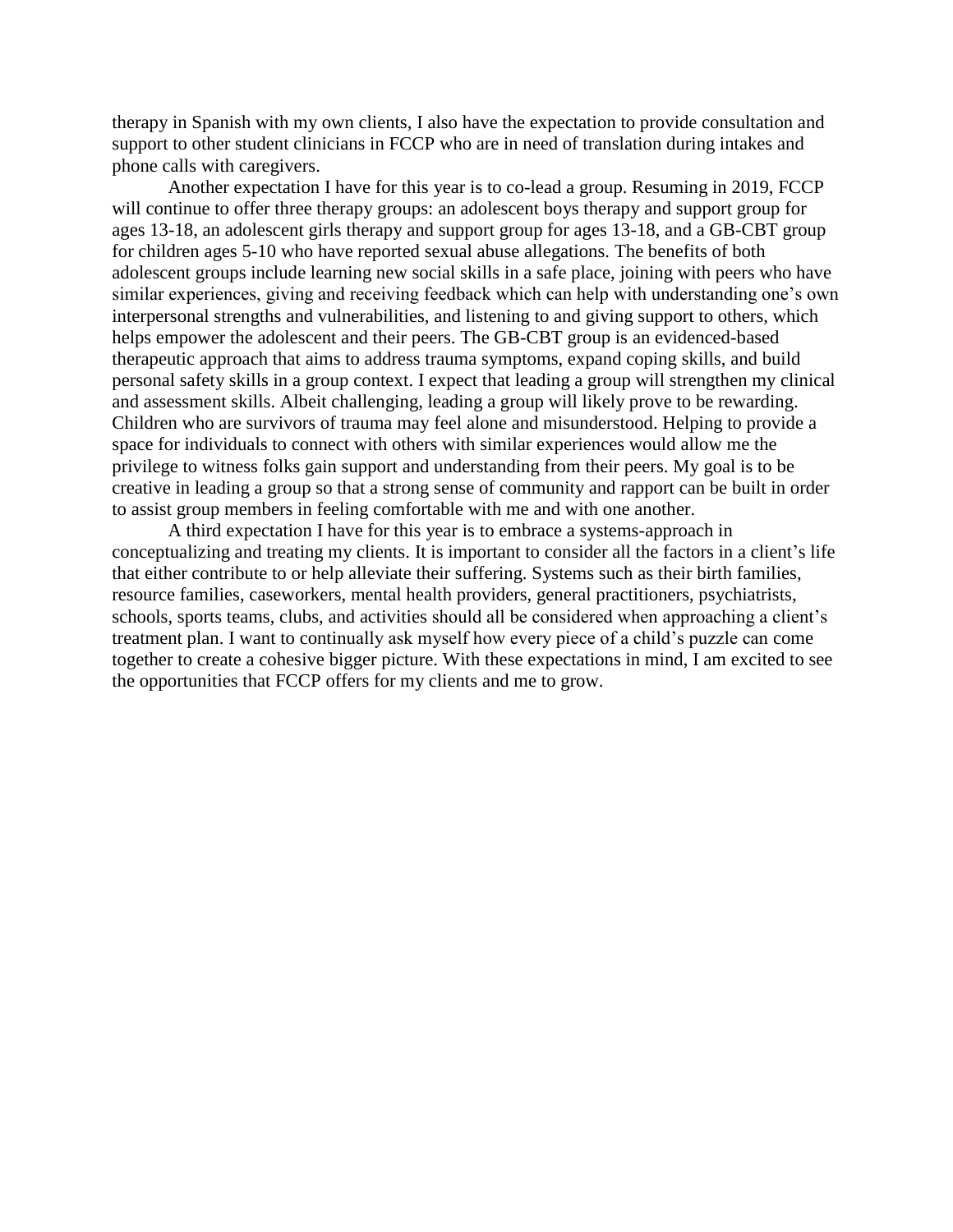therapy in Spanish with my own clients, I also have the expectation to provide consultation and support to other student clinicians in FCCP who are in need of translation during intakes and phone calls with caregivers.

Another expectation I have for this year is to co-lead a group. Resuming in 2019, FCCP will continue to offer three therapy groups: an adolescent boys therapy and support group for ages 13-18, an adolescent girls therapy and support group for ages 13-18, and a GB-CBT group for children ages 5-10 who have reported sexual abuse allegations. The benefits of both adolescent groups include learning new social skills in a safe place, joining with peers who have similar experiences, giving and receiving feedback which can help with understanding one's own interpersonal strengths and vulnerabilities, and listening to and giving support to others, which helps empower the adolescent and their peers. The GB-CBT group is an evidenced-based therapeutic approach that aims to address trauma symptoms, expand coping skills, and build personal safety skills in a group context. I expect that leading a group will strengthen my clinical and assessment skills. Albeit challenging, leading a group will likely prove to be rewarding. Children who are survivors of trauma may feel alone and misunderstood. Helping to provide a space for individuals to connect with others with similar experiences would allow me the privilege to witness folks gain support and understanding from their peers. My goal is to be creative in leading a group so that a strong sense of community and rapport can be built in order to assist group members in feeling comfortable with me and with one another.

A third expectation I have for this year is to embrace a systems-approach in conceptualizing and treating my clients. It is important to consider all the factors in a client's life that either contribute to or help alleviate their suffering. Systems such as their birth families, resource families, caseworkers, mental health providers, general practitioners, psychiatrists, schools, sports teams, clubs, and activities should all be considered when approaching a client's treatment plan. I want to continually ask myself how every piece of a child's puzzle can come together to create a cohesive bigger picture. With these expectations in mind, I am excited to see the opportunities that FCCP offers for my clients and me to grow.